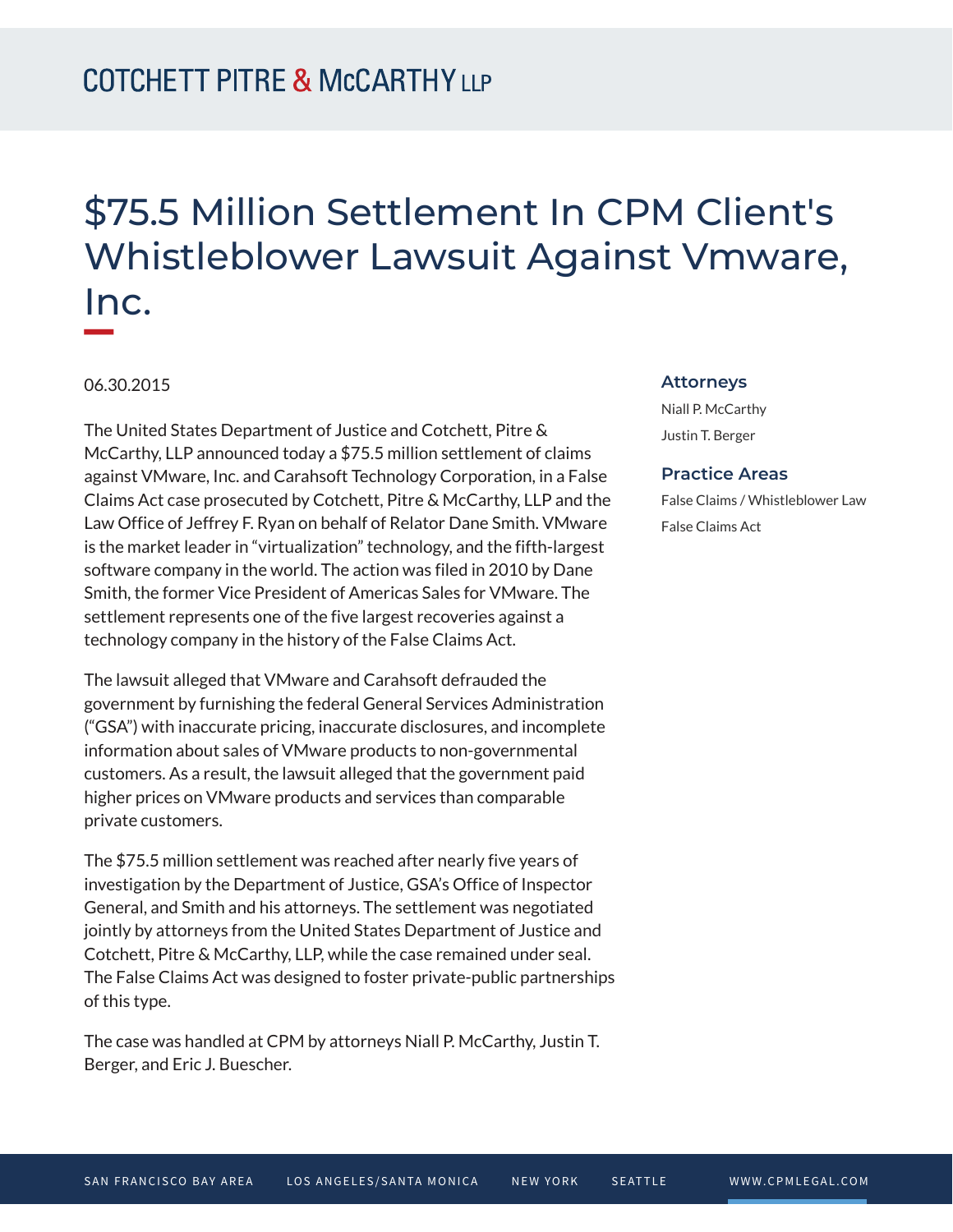# $75.5 Million Settlement In CPM Client's Whistleblower Lawsuit Against Vmware, Inc.

06.30.2015

The United States Department of Justice and Cotchett, Pitre & McCarthy, LLP announced today a $75.5 million settlement of claims against VMware, Inc. and Carahsoft Technology Corporation, in a False Claims Act case prosecuted by Cotchett, Pitre & McCarthy, LLP and the Law Office of Jeffrey F. Ryan on behalf of Relator Dane Smith. VMware is the market leader in "virtualization" technology, and the fifth-largest software company in the world. The action was filed in 2010 by Dane Smith, the former Vice President of Americas Sales for VMware. The settlement represents one of the five largest recoveries against a technology company in the history of the False Claims Act.

The lawsuit alleged that VMware and Carahsoft defrauded the government by furnishing the federal General Services Administration ("GSA") with inaccurate pricing, inaccurate disclosures, and incomplete information about sales of VMware products to non-governmental customers. As a result, the lawsuit alleged that the government paid higher prices on VMware products and services than comparable private customers.

The $75.5 million settlement was reached after nearly five years of investigation by the Department of Justice, GSA's Office of Inspector General, and Smith and his attorneys. The settlement was negotiated jointly by attorneys from the United States Department of Justice and Cotchett, Pitre & McCarthy, LLP, while the case remained under seal. The False Claims Act was designed to foster private-public partnerships of this type.

The case was handled at CPM by attorneys Niall P. McCarthy, Justin T. Berger, and Eric J. Buescher.

## Attorneys

Niall P. McCarthy

Justin T. Berger

## Practice Areas

False Claims / Whistleblower Law

False Claims Act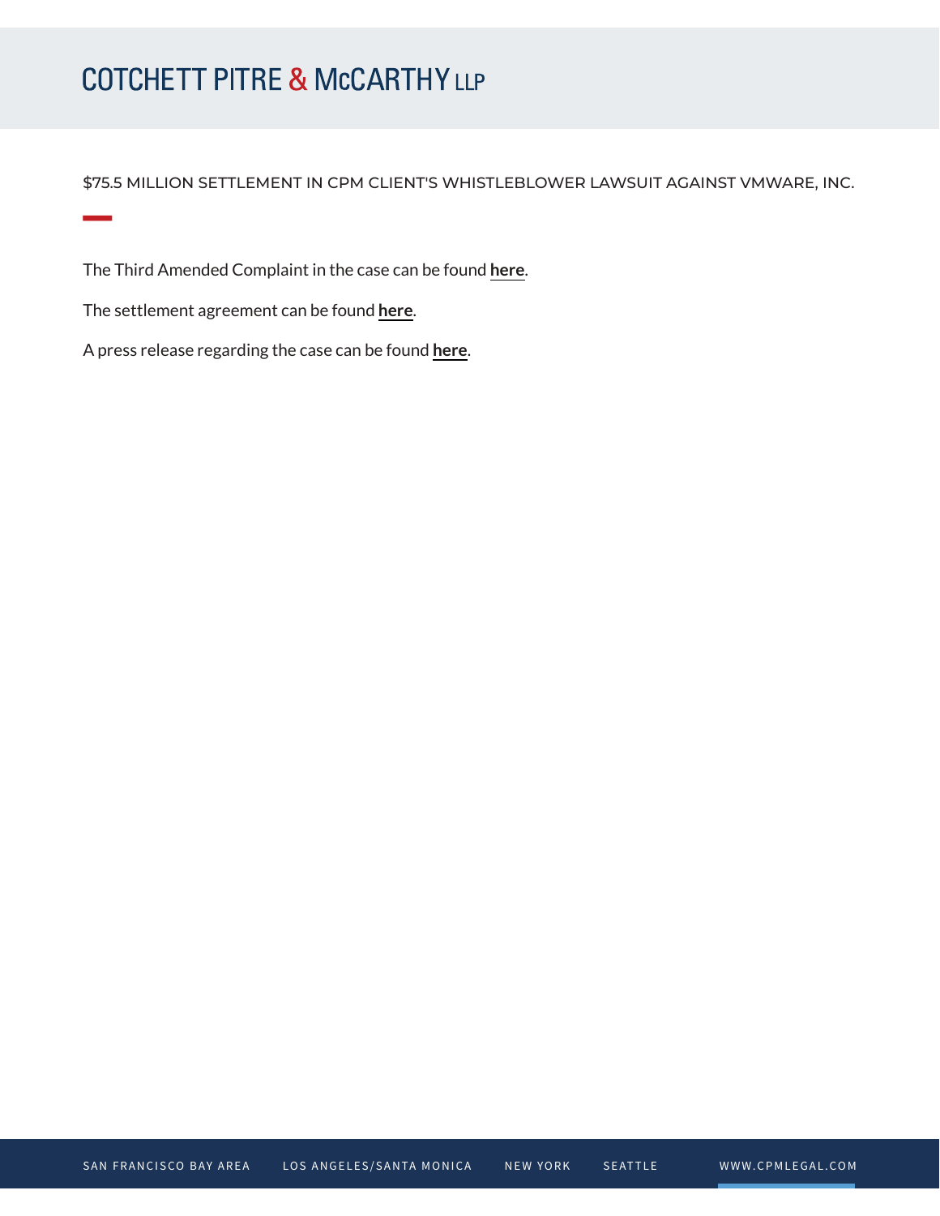COTCHETT PITRE & McCARTHY LLP

## $75.5 MILLION SETTLEMENT IN CPM CLIENT'S WHISTLEBLOWER LAWSUIT AGAINST VMWARE, INC.

The Third Amended Complaint in the case can be found **here**.

The settlement agreement can be found **here**.

A press release regarding the case can be found **here**.

SAN FRANCISCO BAY AREA LOS ANGELES/SANTA MONICA NEW YORK SEATTLE WWW.CPMLEGAL.COM